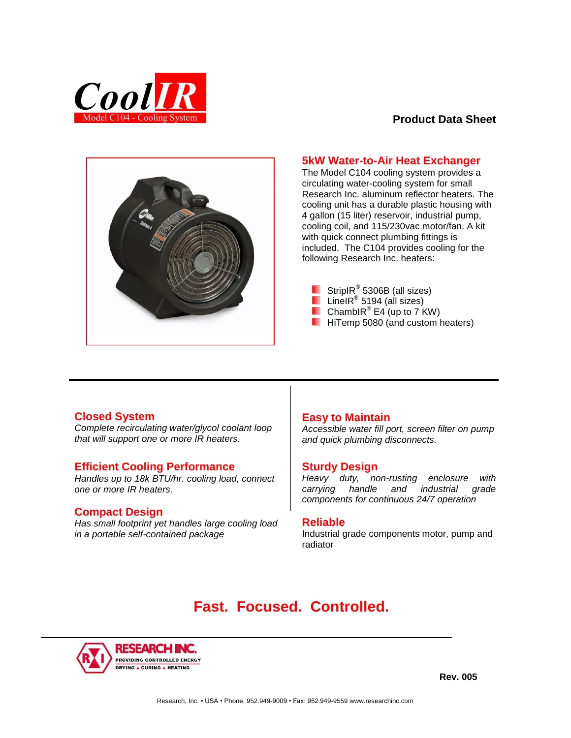# CoolIR

Model C104 - Cooling System

**Product Data Sheet**

## 5kW Water-to-Air Heat Exchanger

The Model C104 cooling system provides a circulating water-cooling system for small Research Inc. aluminum reflector heaters. The cooling unit has a durable plastic housing with 4 gallon (15 liter) reservoir, industrial pump, cooling coil, and 115/230vac motor/fan. A kit with quick connect plumbing fittings is included. The C104 provides cooling for the following Research Inc. heaters:

- StripIR® 5306B (all sizes)
- LineIR® 5194 (all sizes)
- ChambIR® E4 (up to 7 KW)
- HiTemp 5080 (and custom heaters)

---

### Closed System

*Complete recirculating water/glycol coolant loop that will support one or more IR heaters.*

### Efficient Cooling Performance

*Handles up to 18k BTU/hr. cooling load, connect one or more IR heaters.*

### Compact Design

*Has small footprint yet handles large cooling load in a portable self-contained package*

### Easy to Maintain

*Accessible water fill port, screen filter on pump and quick plumbing disconnects.*

### Sturdy Design

*Heavy duty, non-rusting enclosure with carrying handle and industrial grade components for continuous 24/7 operation*

### Reliable

Industrial grade components motor, pump and radiator

## Fast. Focused. Controlled.

RESEARCH INC.
PROVIDING CONTROLLED ENERGY
DRYING ▲ CURING ▲ HEATING

**Rev. 005**

Research, Inc. • USA • Phone: 952.949-9009 • Fax: 952.949-9559 www.researchinc.com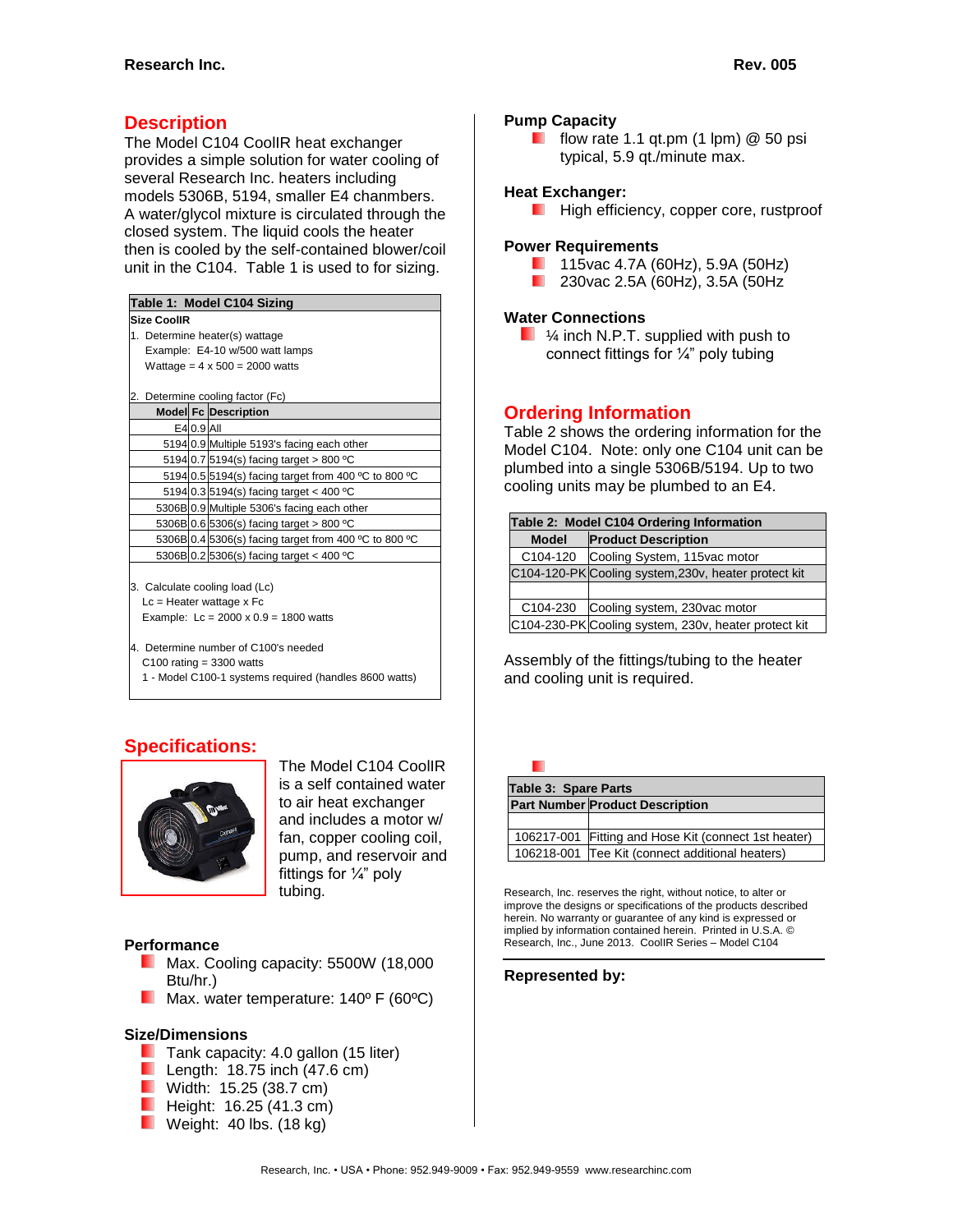## Description

The Model C104 CoolIR heat exchanger provides a simple solution for water cooling of several Research Inc. heaters including models 5306B, 5194, smaller E4 chanmbers. A water/glycol mixture is circulated through the closed system. The liquid cools the heater then is cooled by the self-contained blower/coil unit in the C104. Table 1 is used to for sizing.

| Table 1: Model C104 Sizing | | |
|---|---|---|
| **Size CoolIR** | | |
| 1. Determine heater(s) wattage<br>Example: E4-10 w/500 watt lamps<br>Wattage = 4 x 500 = 2000 watts | | |
| 2. Determine cooling factor (Fc) | | |
| **Model** | **Fc** | **Description** |
| E4 | 0.9 | All |
| 5194 | 0.9 | Multiple 5193's facing each other |
| 5194 | 0.7 | 5194(s) facing target > 800 ºC |
| 5194 | 0.5 | 5194(s) facing target from 400 ºC to 800 ºC |
| 5194 | 0.3 | 5194(s) facing target < 400 ºC |
| 5306B | 0.9 | Multiple 5306's facing each other |
| 5306B | 0.6 | 5306(s) facing target > 800 ºC |
| 5306B | 0.4 | 5306(s) facing target from 400 ºC to 800 ºC |
| 5306B | 0.2 | 5306(s) facing target < 400 ºC |
| 3. Calculate cooling load (Lc)<br>Lc = Heater wattage x Fc<br>Example: Lc = 2000 x 0.9 = 1800 watts | | |
| 4. Determine number of C100's needed<br>C100 rating = 3300 watts<br>1 - Model C100-1 systems required (handles 8600 watts) | | |

## Specifications:

The Model C104 CoolIR is a self contained water to air heat exchanger and includes a motor w/ fan, copper cooling coil, pump, and reservoir and fittings for ¼" poly tubing.

### Performance

- Max. Cooling capacity: 5500W (18,000 Btu/hr.)
- Max. water temperature: 140º F (60ºC)

### Size/Dimensions

- Tank capacity: 4.0 gallon (15 liter)
- Length: 18.75 inch (47.6 cm)
- Width: 15.25 (38.7 cm)
- Height: 16.25 (41.3 cm)
- Weight: 40 lbs. (18 kg)

### Pump Capacity

- flow rate 1.1 qt.pm (1 lpm) @ 50 psi typical, 5.9 qt./minute max.

### Heat Exchanger:

- High efficiency, copper core, rustproof

### Power Requirements

- 115vac 4.7A (60Hz), 5.9A (50Hz)
- 230vac 2.5A (60Hz), 3.5A (50Hz

### Water Connections

- ¼ inch N.P.T. supplied with push to connect fittings for ¼" poly tubing

## Ordering Information

Table 2 shows the ordering information for the Model C104. Note: only one C104 unit can be plumbed into a single 5306B/5194. Up to two cooling units may be plumbed to an E4.

| Table 2: Model C104 Ordering Information | |
|---|---|
| **Model** | **Product Description** |
| C104-120 | Cooling System, 115vac motor |
| C104-120-PK | Cooling system,230v, heater protect kit |
| | |
| C104-230 | Cooling system, 230vac motor |
| C104-230-PK | Cooling system, 230v, heater protect kit |

Assembly of the fittings/tubing to the heater and cooling unit is required.

| Table 3: Spare Parts | |
|---|---|
| **Part Number** | **Product Description** |
| | |
| 106217-001 | Fitting and Hose Kit (connect 1st heater) |
| 106218-001 | Tee Kit (connect additional heaters) |

Research, Inc. reserves the right, without notice, to alter or improve the designs or specifications of the products described herein. No warranty or guarantee of any kind is expressed or implied by information contained herein. Printed in U.S.A. © Research, Inc., June 2013. CoolIR Series – Model C104

**Represented by:**

Research, Inc. • USA • Phone: 952.949-9009 • Fax: 952.949-9559 www.researchinc.com